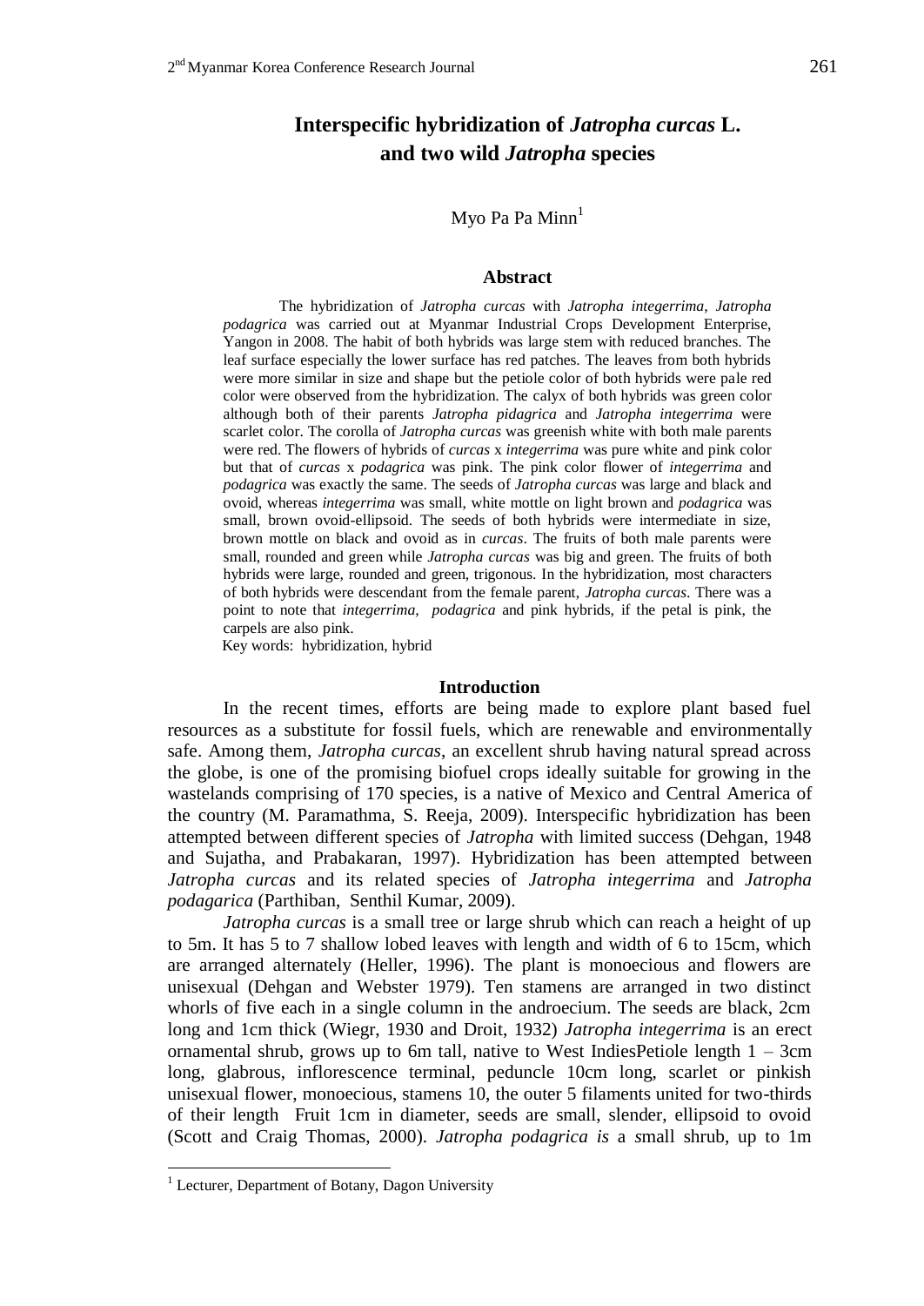# Interspecific hybridization of *Jatropha curcas* L. and two wild *Jatropha* species

Myo Pa Pa Minn[1]

## Abstract

The hybridization of *Jatropha curcas* with *Jatropha integerrima*, *Jatropha podagrica* was carried out at Myanmar Industrial Crops Development Enterprise, Yangon in 2008. The habit of both hybrids was large stem with reduced branches. The leaf surface especially the lower surface has red patches. The leaves from both hybrids were more similar in size and shape but the petiole color of both hybrids were pale red color were observed from the hybridization. The calyx of both hybrids was green color although both of their parents *Jatropha pidagrica* and *Jatropha integerrima* were scarlet color. The corolla of *Jatropha curcas* was greenish white with both male parents were red. The flowers of hybrids of *curcas* x *integerrima* was pure white and pink color but that of *curcas* x *podagrica* was pink. The pink color flower of *integerrima* and *podagrica* was exactly the same. The seeds of *Jatropha curcas* was large and black and ovoid, whereas *integerrima* was small, white mottle on light brown and *podagrica* was small, brown ovoid-ellipsoid. The seeds of both hybrids were intermediate in size, brown mottle on black and ovoid as in *curcas*. The fruits of both male parents were small, rounded and green while *Jatropha curcas* was big and green. The fruits of both hybrids were large, rounded and green, trigonous. In the hybridization, most characters of both hybrids were descendant from the female parent, *Jatropha curcas*. There was a point to note that *integerrima*, *podagrica* and pink hybrids, if the petal is pink, the carpels are also pink.

Key words: hybridization, hybrid

## Introduction

In the recent times, efforts are being made to explore plant based fuel resources as a substitute for fossil fuels, which are renewable and environmentally safe. Among them, *Jatropha curcas*, an excellent shrub having natural spread across the globe, is one of the promising biofuel crops ideally suitable for growing in the wastelands comprising of 170 species, is a native of Mexico and Central America of the country (M. Paramathma, S. Reeja, 2009). Interspecific hybridization has been attempted between different species of *Jatropha* with limited success (Dehgan, 1948 and Sujatha, and Prabakaran, 1997). Hybridization has been attempted between *Jatropha curcas* and its related species of *Jatropha integerrima* and *Jatropha podagarica* (Parthiban, Senthil Kumar, 2009).

*Jatropha curcas* is a small tree or large shrub which can reach a height of up to 5m. It has 5 to 7 shallow lobed leaves with length and width of 6 to 15cm, which are arranged alternately (Heller, 1996). The plant is monoecious and flowers are unisexual (Dehgan and Webster 1979). Ten stamens are arranged in two distinct whorls of five each in a single column in the androecium. The seeds are black, 2cm long and 1cm thick (Wiegr, 1930 and Droit, 1932) *Jatropha integerrima* is an erect ornamental shrub, grows up to 6m tall, native to West IndiesPetiole length 1 – 3cm long, glabrous, inflorescence terminal, peduncle 10cm long, scarlet or pinkish unisexual flower, monoecious, stamens 10, the outer 5 filaments united for two-thirds of their length Fruit 1cm in diameter, seeds are small, slender, ellipsoid to ovoid (Scott and Craig Thomas, 2000). *Jatropha podagrica is* a small shrub, up to 1m

[1] Lecturer, Department of Botany, Dagon University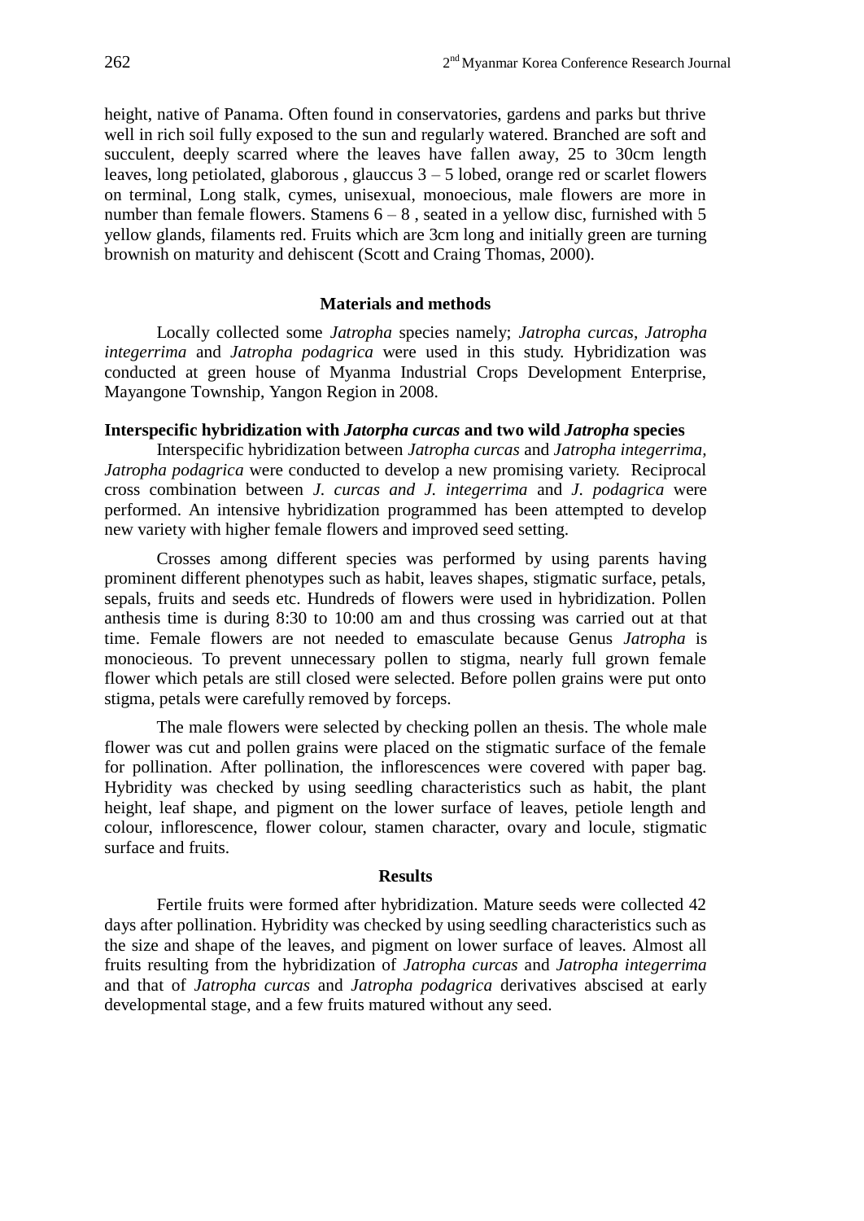height, native of Panama. Often found in conservatories, gardens and parks but thrive well in rich soil fully exposed to the sun and regularly watered. Branched are soft and succulent, deeply scarred where the leaves have fallen away, 25 to 30cm length leaves, long petiolated, glaborous , glauccus 3 – 5 lobed, orange red or scarlet flowers on terminal, Long stalk, cymes, unisexual, monoecious, male flowers are more in number than female flowers. Stamens 6 – 8 , seated in a yellow disc, furnished with 5 yellow glands, filaments red. Fruits which are 3cm long and initially green are turning brownish on maturity and dehiscent (Scott and Craing Thomas, 2000).

## Materials and methods

Locally collected some *Jatropha* species namely; *Jatropha curcas*, *Jatropha integerrima* and *Jatropha podagrica* were used in this study. Hybridization was conducted at green house of Myanma Industrial Crops Development Enterprise, Mayangone Township, Yangon Region in 2008.

### Interspecific hybridization with *Jatorpha curcas* and two wild *Jatropha* species

Interspecific hybridization between *Jatropha curcas* and *Jatropha integerrima*, *Jatropha podagrica* were conducted to develop a new promising variety. Reciprocal cross combination between *J. curcas and J. integerrima* and *J. podagrica* were performed. An intensive hybridization programmed has been attempted to develop new variety with higher female flowers and improved seed setting.

Crosses among different species was performed by using parents having prominent different phenotypes such as habit, leaves shapes, stigmatic surface, petals, sepals, fruits and seeds etc. Hundreds of flowers were used in hybridization. Pollen anthesis time is during 8:30 to 10:00 am and thus crossing was carried out at that time. Female flowers are not needed to emasculate because Genus *Jatropha* is monocieous. To prevent unnecessary pollen to stigma, nearly full grown female flower which petals are still closed were selected. Before pollen grains were put onto stigma, petals were carefully removed by forceps.

The male flowers were selected by checking pollen an thesis. The whole male flower was cut and pollen grains were placed on the stigmatic surface of the female for pollination. After pollination, the inflorescences were covered with paper bag. Hybridity was checked by using seedling characteristics such as habit, the plant height, leaf shape, and pigment on the lower surface of leaves, petiole length and colour, inflorescence, flower colour, stamen character, ovary and locule, stigmatic surface and fruits.

## Results

Fertile fruits were formed after hybridization. Mature seeds were collected 42 days after pollination. Hybridity was checked by using seedling characteristics such as the size and shape of the leaves, and pigment on lower surface of leaves. Almost all fruits resulting from the hybridization of *Jatropha curcas* and *Jatropha integerrima* and that of *Jatropha curcas* and *Jatropha podagrica* derivatives abscised at early developmental stage, and a few fruits matured without any seed.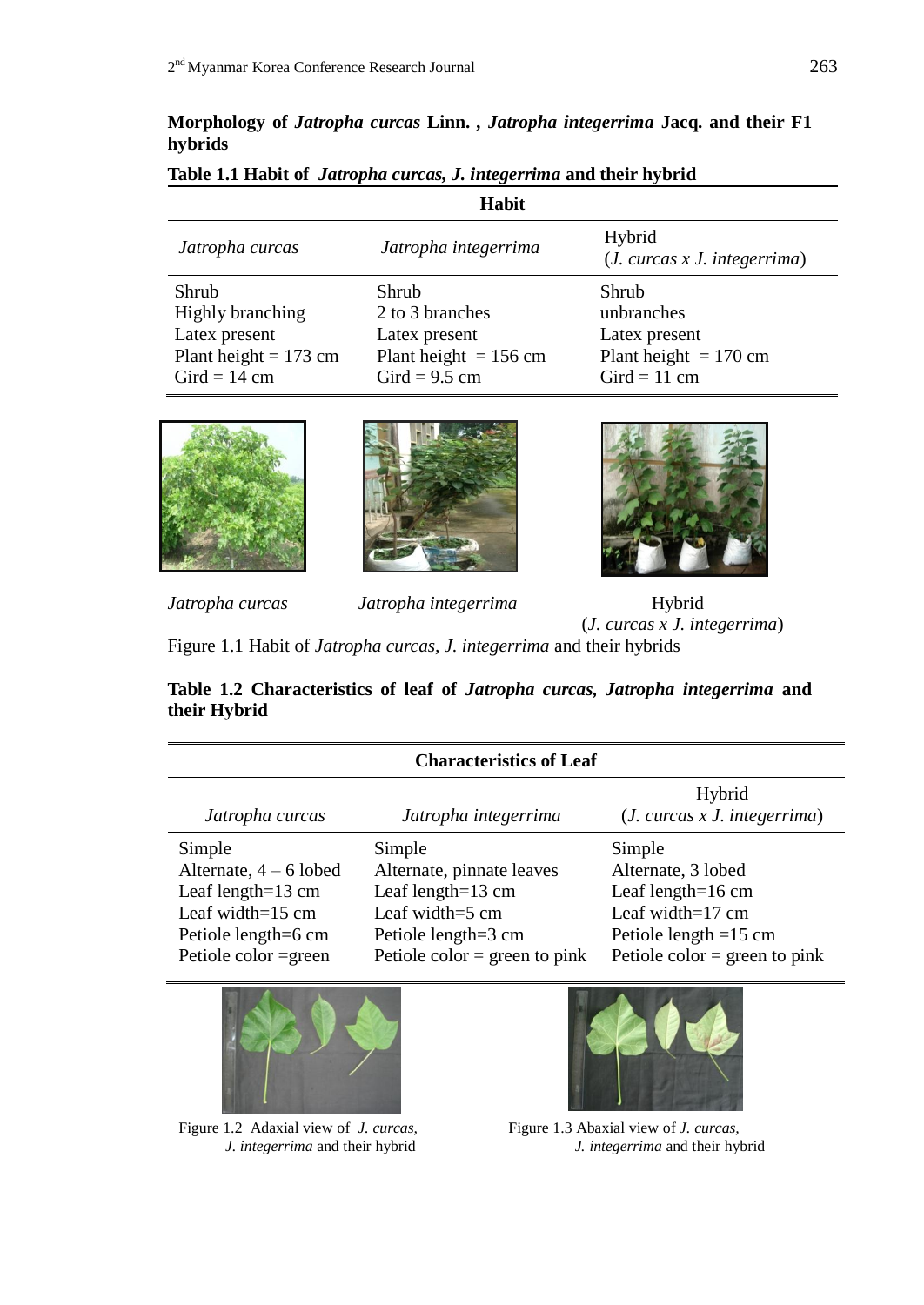**Morphology of *Jatropha curcas* Linn. , *Jatropha integerrima* Jacq. and their F1 hybrids**

**Table 1.1 Habit of *Jatropha curcas, J. integerrima* and their hybrid**

| Habit | | |
|---|---|---|
| *Jatropha curcas* | *Jatropha integerrima* | Hybrid (*J. curcas x J. integerrima*) |
| Shrub<br>Highly branching<br>Latex present<br>Plant height = 173 cm<br>Gird = 14 cm | Shrub<br>2 to 3 branches<br>Latex present<br>Plant height = 156 cm<br>Gird = 9.5 cm | Shrub<br>unbranches<br>Latex present<br>Plant height = 170 cm<br>Gird = 11 cm |

*Jatropha curcas* &nbsp;&nbsp; *Jatropha integerrima* &nbsp;&nbsp; Hybrid (*J. curcas x J. integerrima*)

Figure 1.1 Habit of *Jatropha curcas, J. integerrima* and their hybrids

**Table 1.2 Characteristics of leaf of *Jatropha curcas, Jatropha integerrima* and their Hybrid**

| Characteristics of Leaf | | |
|---|---|---|
| *Jatropha curcas* | *Jatropha integerrima* | Hybrid (*J. curcas x J. integerrima*) |
| Simple<br>Alternate, 4 – 6 lobed<br>Leaf length=13 cm<br>Leaf width=15 cm<br>Petiole length=6 cm<br>Petiole color =green | Simple<br>Alternate, pinnate leaves<br>Leaf length=13 cm<br>Leaf width=5 cm<br>Petiole length=3 cm<br>Petiole color = green to pink | Simple<br>Alternate, 3 lobed<br>Leaf length=16 cm<br>Leaf width=17 cm<br>Petiole length =15 cm<br>Petiole color = green to pink |

Figure 1.2 Adaxial view of *J. curcas, J. integerrima* and their hybrid

Figure 1.3 Abaxial view of *J. curcas, J. integerrima* and their hybrid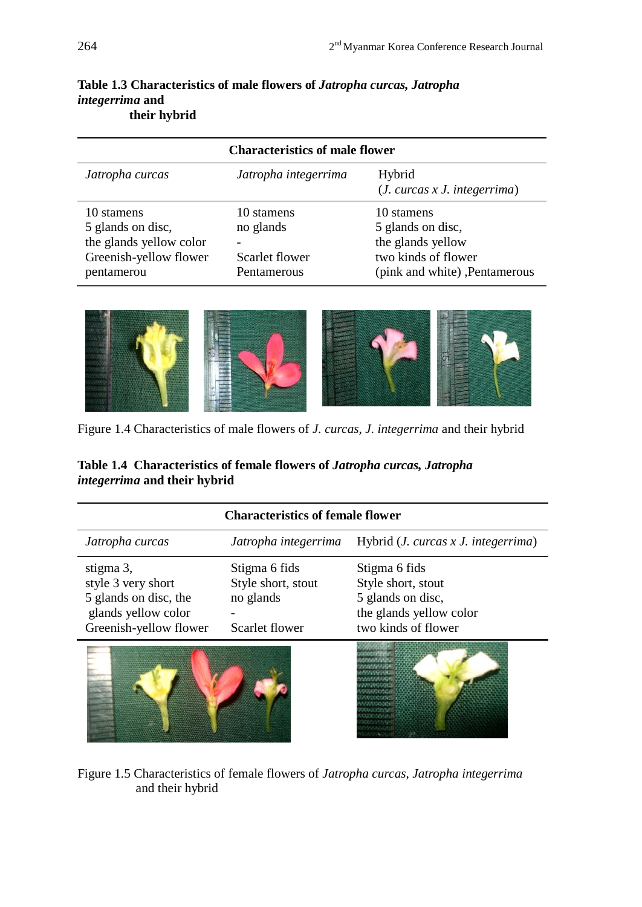**Table 1.3 Characteristics of male flowers of *Jatropha curcas, Jatropha integerrima* and their hybrid**

| Characteristics of male flower | | |
|---|---|---|
| *Jatropha curcas* | *Jatropha integerrima* | Hybrid (*J. curcas x J. integerrima*) |
| 10 stamens<br>5 glands on disc,<br>the glands yellow color<br>Greenish-yellow flower<br>pentamerou | 10 stamens<br>no glands<br>-<br>Scarlet flower<br>Pentamerous | 10 stamens<br>5 glands on disc,<br>the glands yellow<br>two kinds of flower<br>(pink and white) ,Pentamerous |

Figure 1.4 Characteristics of male flowers of *J. curcas*, *J. integerrima* and their hybrid

**Table 1.4 Characteristics of female flowers of *Jatropha curcas, Jatropha integerrima* and their hybrid**

| Characteristics of female flower | | |
|---|---|---|
| *Jatropha curcas* | *Jatropha integerrima* | Hybrid (*J. curcas x J. integerrima*) |
| stigma 3,<br>style 3 very short<br>5 glands on disc, the glands yellow color<br>Greenish-yellow flower | Stigma 6 fids<br>Style short, stout<br>no glands<br>-<br>Scarlet flower | Stigma 6 fids<br>Style short, stout<br>5 glands on disc,<br>the glands yellow color<br>two kinds of flower |

Figure 1.5 Characteristics of female flowers of *Jatropha curcas*, *Jatropha integerrima* and their hybrid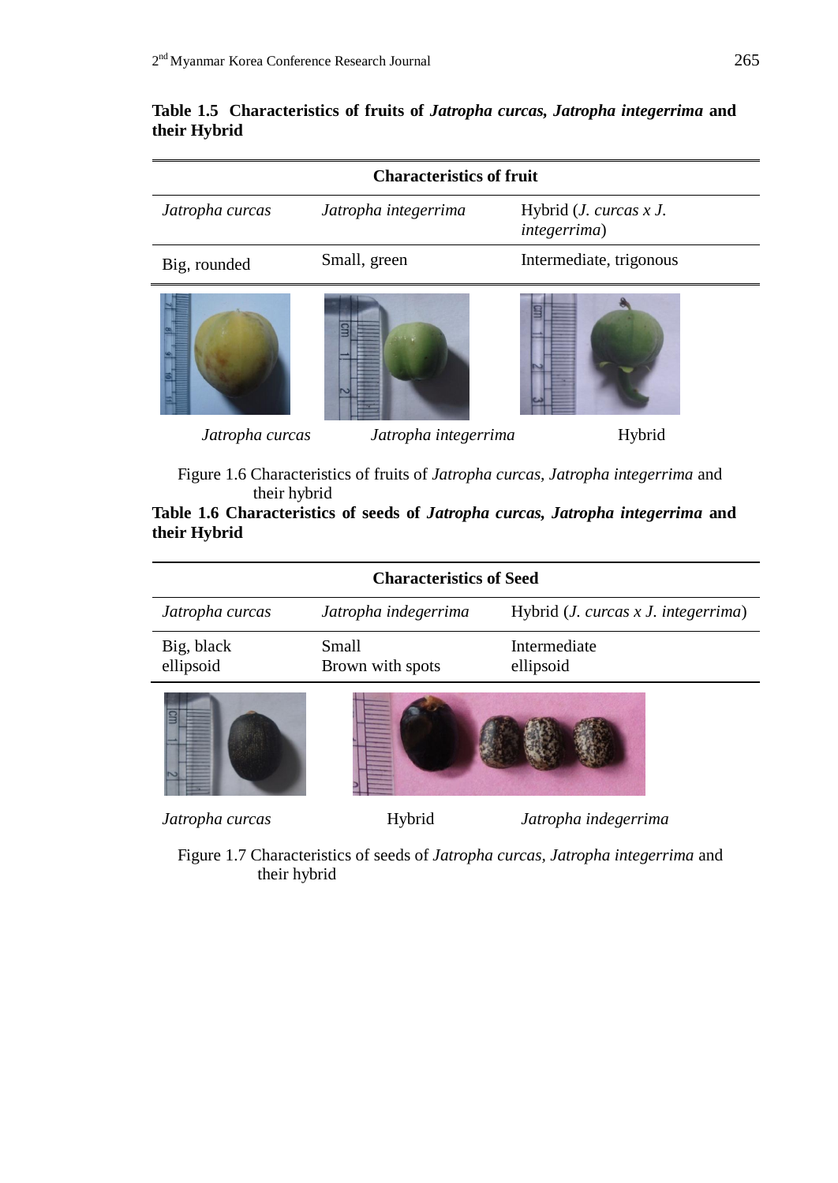**Table 1.5 Characteristics of fruits of *Jatropha curcas, Jatropha integerrima* and their Hybrid**

| Characteristics of fruit | | |
|---|---|---|
| *Jatropha curcas* | *Jatropha integerrima* | Hybrid (*J. curcas x J. integerrima*) |
| Big, rounded | Small, green | Intermediate, trigonous |

*Jatropha curcas* *Jatropha integerrima* Hybrid

Figure 1.6 Characteristics of fruits of *Jatropha curcas, Jatropha integerrima* and their hybrid

**Table 1.6 Characteristics of seeds of *Jatropha curcas, Jatropha integerrima* and their Hybrid**

| Characteristics of Seed | | |
|---|---|---|
| *Jatropha curcas* | *Jatropha indegerrima* | Hybrid (*J. curcas x J. integerrima*) |
| Big, black ellipsoid | Small Brown with spots | Intermediate ellipsoid |

*Jatropha curcas* Hybrid *Jatropha indegerrima*

Figure 1.7 Characteristics of seeds of *Jatropha curcas, Jatropha integerrima* and their hybrid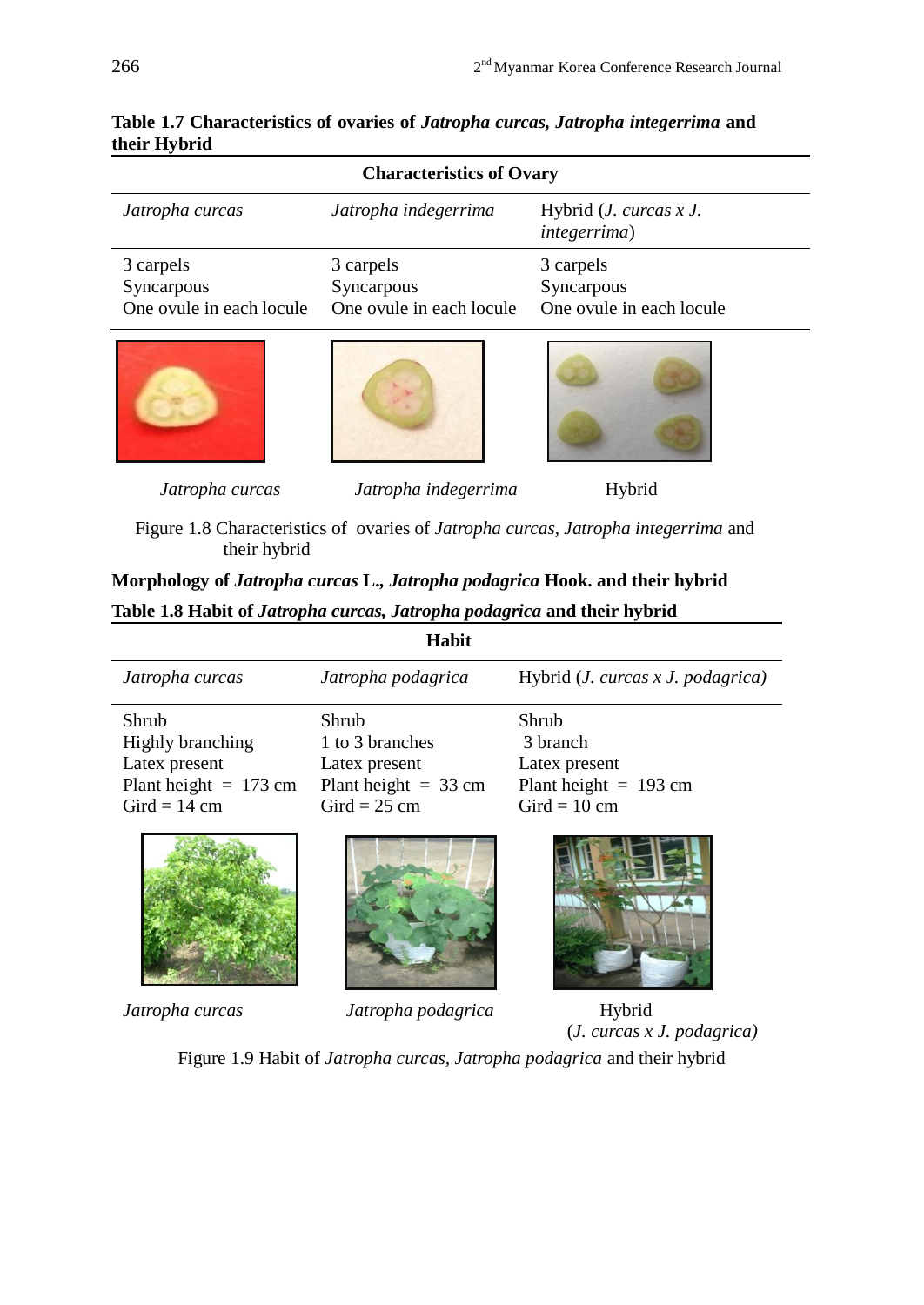**Table 1.7 Characteristics of ovaries of *Jatropha curcas, Jatropha integerrima* and their Hybrid**

| Characteristics of Ovary | | |
|---|---|---|
| *Jatropha curcas* | *Jatropha indegerrima* | Hybrid (*J. curcas x J. integerrima*) |
| 3 carpels<br>Syncarpous<br>One ovule in each locule | 3 carpels<br>Syncarpous<br>One ovule in each locule | 3 carpels<br>Syncarpous<br>One ovule in each locule |

*Jatropha curcas* *Jatropha indegerrima* Hybrid

Figure 1.8 Characteristics of ovaries of *Jatropha curcas*, *Jatropha integerrima* and their hybrid

**Morphology of *Jatropha curcas* L., *Jatropha podagrica* Hook. and their hybrid**

**Table 1.8 Habit of *Jatropha curcas, Jatropha podagrica* and their hybrid**

| Habit | | |
|---|---|---|
| *Jatropha curcas* | *Jatropha podagrica* | Hybrid (*J. curcas x J. podagrica)* |
| Shrub<br>Highly branching<br>Latex present<br>Plant height = 173 cm<br>Gird = 14 cm | Shrub<br>1 to 3 branches<br>Latex present<br>Plant height = 33 cm<br>Gird = 25 cm | Shrub<br>3 branch<br>Latex present<br>Plant height = 193 cm<br>Gird = 10 cm |

*Jatropha curcas* *Jatropha podagrica* Hybrid (*J. curcas x J. podagrica)*

Figure 1.9 Habit of *Jatropha curcas*, *Jatropha podagrica* and their hybrid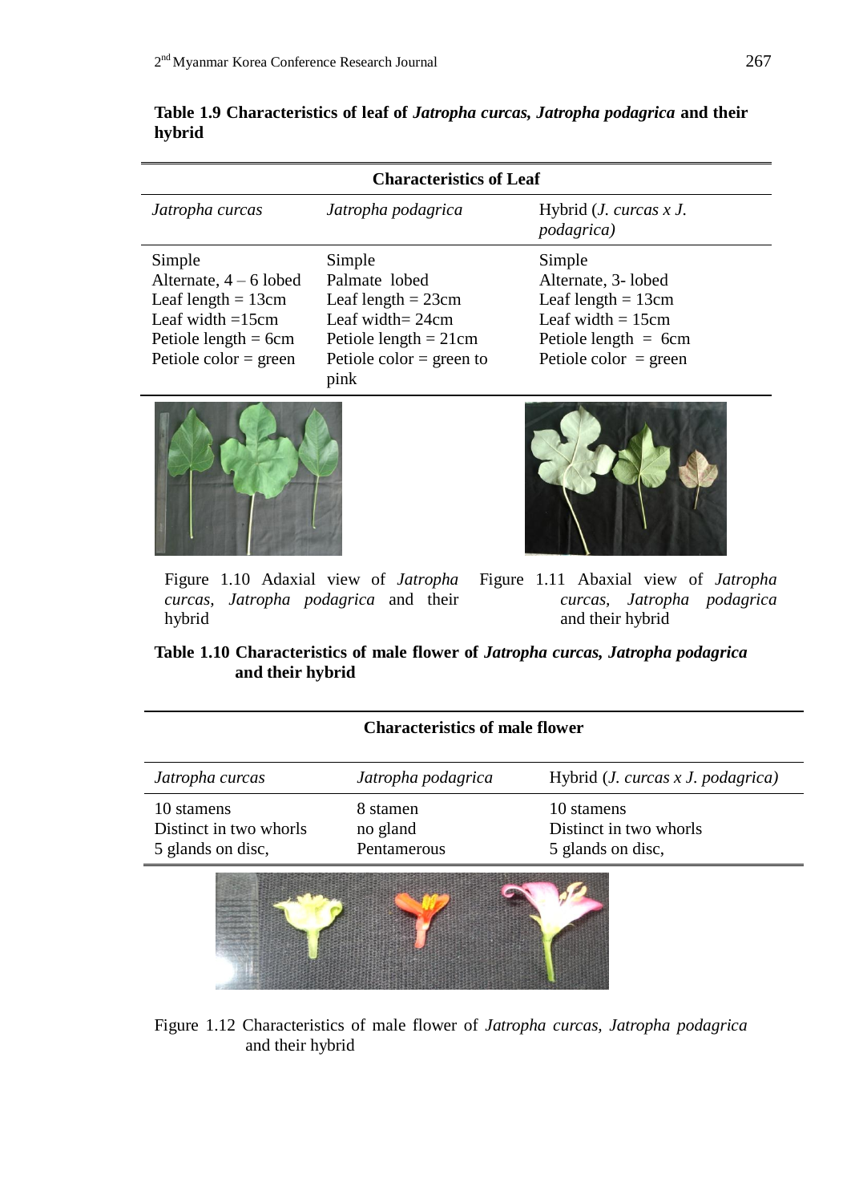**Table 1.9 Characteristics of leaf of *Jatropha curcas, Jatropha podagrica* and their hybrid**

| Characteristics of Leaf | | |
|---|---|---|
| *Jatropha curcas* | *Jatropha podagrica* | Hybrid (*J. curcas x J. podagrica)* |
| Simple<br>Alternate, 4 – 6 lobed<br>Leaf length = 13cm<br>Leaf width =15cm<br>Petiole length = 6cm<br>Petiole color = green | Simple<br>Palmate lobed<br>Leaf length = 23cm<br>Leaf width= 24cm<br>Petiole length = 21cm<br>Petiole color = green to pink | Simple<br>Alternate, 3- lobed<br>Leaf length = 13cm<br>Leaf width = 15cm<br>Petiole length = 6cm<br>Petiole color = green |

Figure 1.10 Adaxial view of *Jatropha curcas*, *Jatropha podagrica* and their hybrid

Figure 1.11 Abaxial view of *Jatropha curcas, Jatropha podagrica* and their hybrid

**Table 1.10 Characteristics of male flower of *Jatropha curcas, Jatropha podagrica* and their hybrid**

| Characteristics of male flower | | |
|---|---|---|
| *Jatropha curcas* | *Jatropha podagrica* | Hybrid (*J. curcas x J. podagrica)* |
| 10 stamens<br>Distinct in two whorls<br>5 glands on disc, | 8 stamen<br>no gland<br>Pentamerous | 10 stamens<br>Distinct in two whorls<br>5 glands on disc, |

Figure 1.12 Characteristics of male flower of *Jatropha curcas, Jatropha podagrica* and their hybrid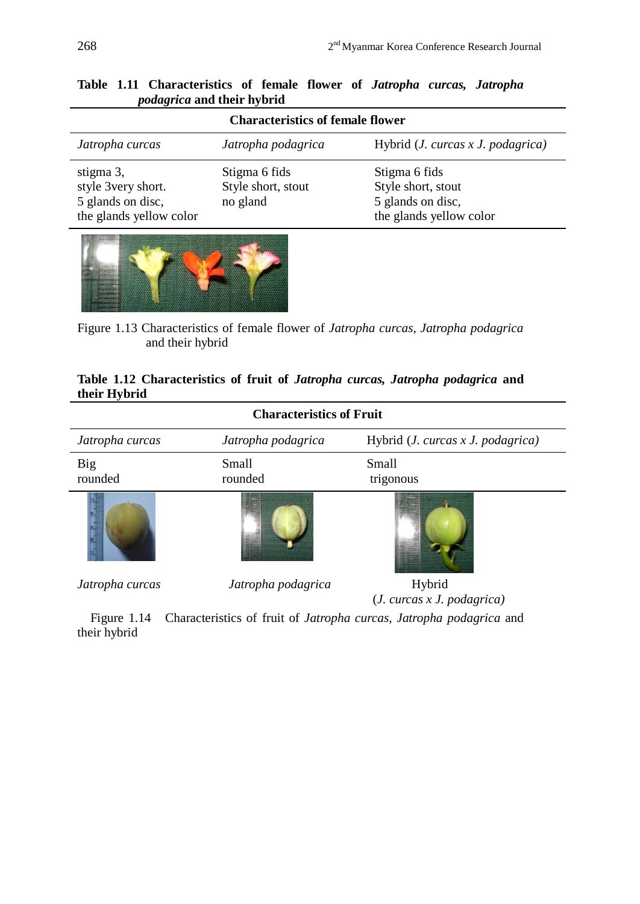**Table 1.11 Characteristics of female flower of *Jatropha curcas, Jatropha podagrica* and their hybrid**

| Characteristics of female flower | | |
|---|---|---|
| *Jatropha curcas* | *Jatropha podagrica* | Hybrid (*J. curcas x J. podagrica)* |
| stigma 3, style 3very short. 5 glands on disc, the glands yellow color | Stigma 6 fids Style short, stout no gland | Stigma 6 fids Style short, stout 5 glands on disc, the glands yellow color |

Figure 1.13 Characteristics of female flower of *Jatropha curcas, Jatropha podagrica* and their hybrid

**Table 1.12 Characteristics of fruit of *Jatropha curcas, Jatropha podagrica* and their Hybrid**

| Characteristics of Fruit | | |
|---|---|---|
| *Jatropha curcas* | *Jatropha podagrica* | Hybrid (*J. curcas x J. podagrica)* |
| Big rounded | Small rounded | Small trigonous |

*Jatropha curcas* *Jatropha podagrica* Hybrid (*J. curcas x J. podagrica)*

Figure 1.14 Characteristics of fruit of *Jatropha curcas, Jatropha podagrica* and their hybrid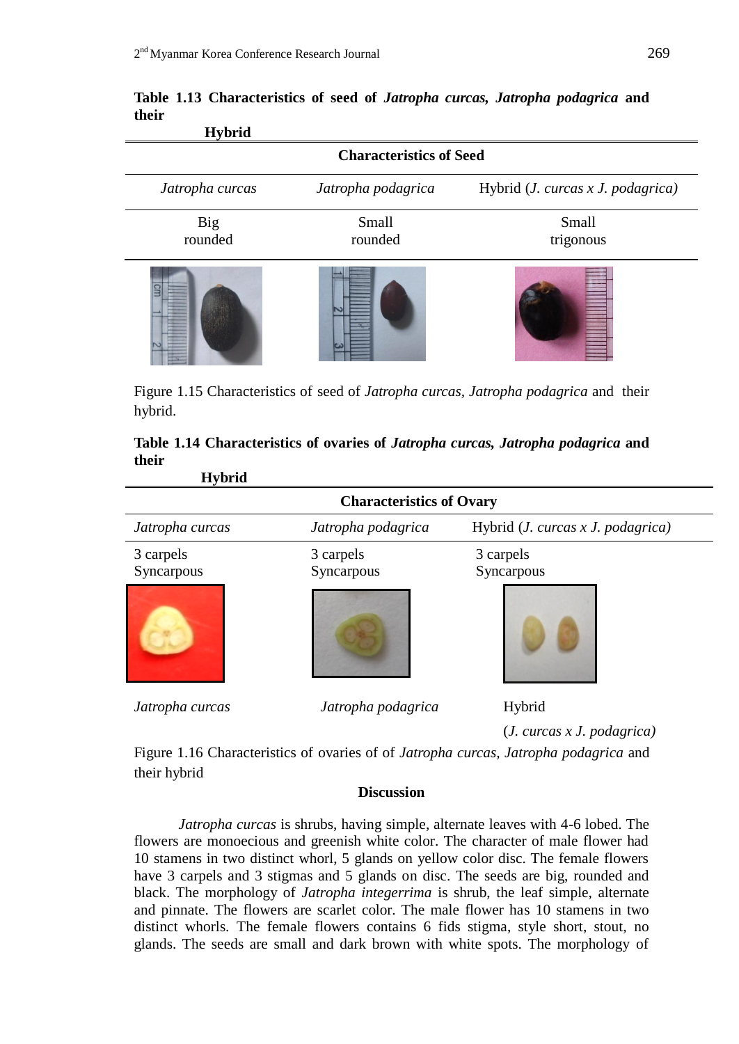**Table 1.13 Characteristics of seed of *Jatropha curcas, Jatropha podagrica* and their Hybrid**

| Characteristics of Seed | | |
|---|---|---|
| *Jatropha curcas* | *Jatropha podagrica* | Hybrid (*J. curcas x J. podagrica)* |
| Big rounded | Small rounded | Small trigonous |

Figure 1.15 Characteristics of seed of *Jatropha curcas, Jatropha podagrica* and their hybrid.

**Table 1.14 Characteristics of ovaries of *Jatropha curcas, Jatropha podagrica* and their Hybrid**

| Characteristics of Ovary | | |
|---|---|---|
| *Jatropha curcas* | *Jatropha podagrica* | Hybrid (*J. curcas x J. podagrica)* |
| 3 carpels Syncarpous | 3 carpels Syncarpous | 3 carpels Syncarpous |

*Jatropha curcas* *Jatropha podagrica* Hybrid (*J. curcas x J. podagrica)*

Figure 1.16 Characteristics of ovaries of of *Jatropha curcas, Jatropha podagrica* and their hybrid

**Discussion**

*Jatropha curcas* is shrubs, having simple, alternate leaves with 4-6 lobed. The flowers are monoecious and greenish white color. The character of male flower had 10 stamens in two distinct whorl, 5 glands on yellow color disc. The female flowers have 3 carpels and 3 stigmas and 5 glands on disc. The seeds are big, rounded and black. The morphology of *Jatropha integerrima* is shrub, the leaf simple, alternate and pinnate. The flowers are scarlet color. The male flower has 10 stamens in two distinct whorls. The female flowers contains 6 fids stigma, style short, stout, no glands. The seeds are small and dark brown with white spots. The morphology of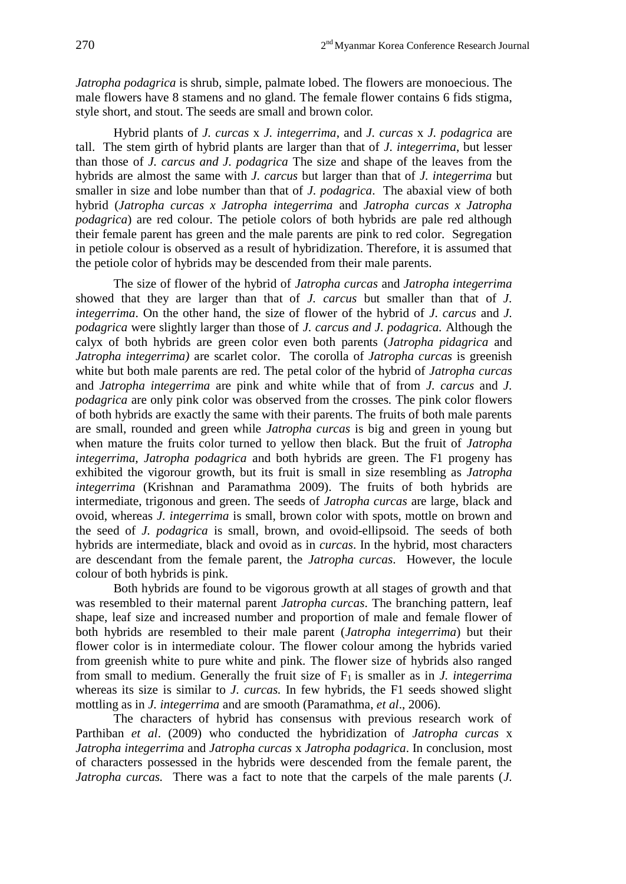*Jatropha podagrica* is shrub, simple, palmate lobed. The flowers are monoecious. The male flowers have 8 stamens and no gland. The female flower contains 6 fids stigma, style short, and stout. The seeds are small and brown color.

Hybrid plants of *J. curcas* x *J. integerrima*, and *J. curcas* x *J. podagrica* are tall. The stem girth of hybrid plants are larger than that of *J. integerrima*, but lesser than those of *J. carcus and J. podagrica* The size and shape of the leaves from the hybrids are almost the same with *J. carcus* but larger than that of *J. integerrima* but smaller in size and lobe number than that of *J. podagrica*. The abaxial view of both hybrid (*Jatropha curcas x Jatropha integerrima* and *Jatropha curcas x Jatropha podagrica*) are red colour. The petiole colors of both hybrids are pale red although their female parent has green and the male parents are pink to red color. Segregation in petiole colour is observed as a result of hybridization. Therefore, it is assumed that the petiole color of hybrids may be descended from their male parents.

The size of flower of the hybrid of *Jatropha curcas* and *Jatropha integerrima* showed that they are larger than that of *J. carcus* but smaller than that of *J. integerrima*. On the other hand, the size of flower of the hybrid of *J. carcus* and *J. podagrica* were slightly larger than those of *J. carcus and J. podagrica.* Although the calyx of both hybrids are green color even both parents (*Jatropha pidagrica* and *Jatropha integerrima)* are scarlet color. The corolla of *Jatropha curcas* is greenish white but both male parents are red. The petal color of the hybrid of *Jatropha curcas* and *Jatropha integerrima* are pink and white while that of from *J. carcus* and *J. podagrica* are only pink color was observed from the crosses. The pink color flowers of both hybrids are exactly the same with their parents. The fruits of both male parents are small, rounded and green while *Jatropha curcas* is big and green in young but when mature the fruits color turned to yellow then black. But the fruit of *Jatropha integerrima, Jatropha podagrica* and both hybrids are green. The F1 progeny has exhibited the vigorour growth, but its fruit is small in size resembling as *Jatropha integerrima* (Krishnan and Paramathma 2009). The fruits of both hybrids are intermediate, trigonous and green. The seeds of *Jatropha curcas* are large, black and ovoid, whereas *J. integerrima* is small, brown color with spots, mottle on brown and the seed of *J. podagrica* is small, brown, and ovoid-ellipsoid. The seeds of both hybrids are intermediate, black and ovoid as in *curcas*. In the hybrid, most characters are descendant from the female parent, the *Jatropha curcas*. However, the locule colour of both hybrids is pink.

Both hybrids are found to be vigorous growth at all stages of growth and that was resembled to their maternal parent *Jatropha curcas*. The branching pattern, leaf shape, leaf size and increased number and proportion of male and female flower of both hybrids are resembled to their male parent (*Jatropha integerrima*) but their flower color is in intermediate colour. The flower colour among the hybrids varied from greenish white to pure white and pink. The flower size of hybrids also ranged from small to medium. Generally the fruit size of $F_1$ is smaller as in *J. integerrima* whereas its size is similar to *J. curcas.* In few hybrids, the F1 seeds showed slight mottling as in *J. integerrima* and are smooth (Paramathma, *et al*., 2006).

The characters of hybrid has consensus with previous research work of Parthiban *et al*. (2009) who conducted the hybridization of *Jatropha curcas* x *Jatropha integerrima* and *Jatropha curcas* x *Jatropha podagrica*. In conclusion, most of characters possessed in the hybrids were descended from the female parent, the *Jatropha curcas.* There was a fact to note that the carpels of the male parents (*J.*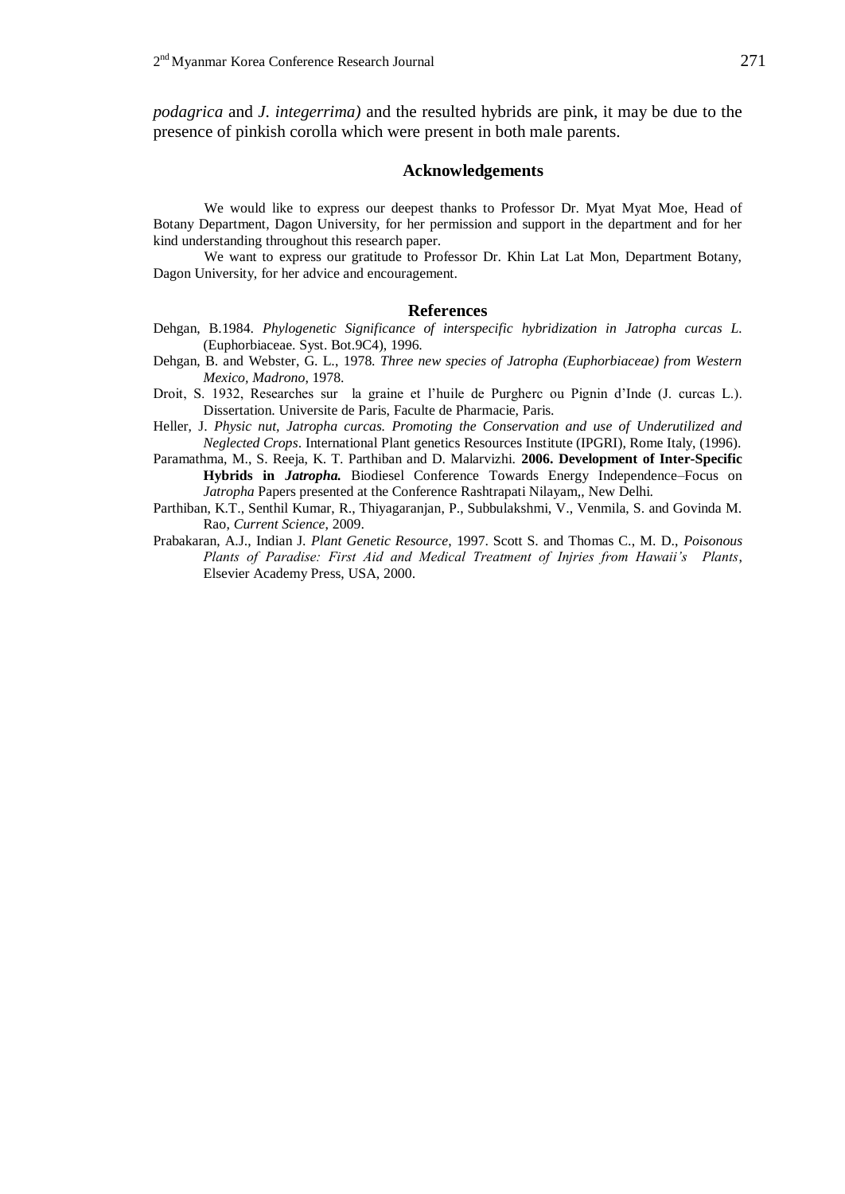*podagrica* and *J. integerrima)* and the resulted hybrids are pink, it may be due to the presence of pinkish corolla which were present in both male parents.

## Acknowledgements

We would like to express our deepest thanks to Professor Dr. Myat Myat Moe, Head of Botany Department, Dagon University, for her permission and support in the department and for her kind understanding throughout this research paper.

We want to express our gratitude to Professor Dr. Khin Lat Lat Mon, Department Botany, Dagon University, for her advice and encouragement.

## References

Dehgan, B.1984. *Phylogenetic Significance of interspecific hybridization in Jatropha curcas L.* (Euphorbiaceae. Syst. Bot.9C4), 1996.

Dehgan, B. and Webster, G. L., 1978. *Three new species of Jatropha (Euphorbiaceae) from Western Mexico, Madrono*, 1978.

Droit, S. 1932, Researches sur la graine et l'huile de Purgherc ou Pignin d'Inde (J. curcas L.). Dissertation. Universite de Paris, Faculte de Pharmacie, Paris.

Heller, J. *Physic nut, Jatropha curcas. Promoting the Conservation and use of Underutilized and Neglected Crops*. International Plant genetics Resources Institute (IPGRI), Rome Italy, (1996).

Paramathma, M., S. Reeja, K. T. Parthiban and D. Malarvizhi. **2006. Development of Inter-Specific Hybrids in *Jatropha.*** Biodiesel Conference Towards Energy Independence–Focus on *Jatropha* Papers presented at the Conference Rashtrapati Nilayam,, New Delhi.

Parthiban, K.T., Senthil Kumar, R., Thiyagaranjan, P., Subbulakshmi, V., Venmila, S. and Govinda M. Rao, *Current Science,* 2009.

Prabakaran, A.J., Indian J. *Plant Genetic Resource*, 1997. Scott S. and Thomas C., M. D., *Poisonous Plants of Paradise: First Aid and Medical Treatment of Injries from Hawaii's Plants*, Elsevier Academy Press, USA, 2000.